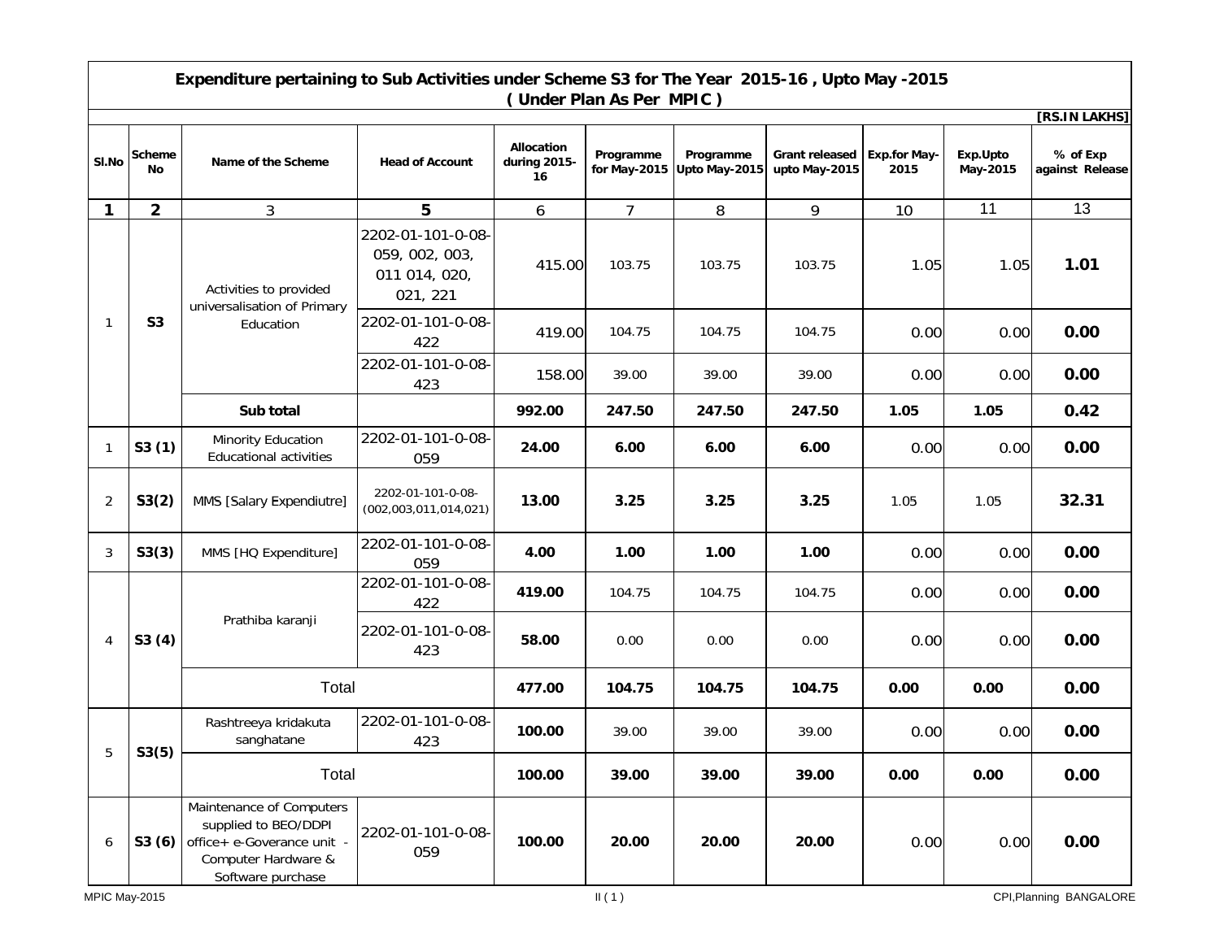## Expenditure pertaining to Sub Activities under Scheme S3 for The Year 2015-16 , Upto May -2015

### ( Under Plan As Per MPIC )

[RS.IN LAKHS]

| Sl.No | Scheme No | Name of the Scheme | Head of Account | Allocation during 2015-16 | Programme for May-2015 | Programme Upto May-2015 | Grant released upto May-2015 | Exp.for May-2015 | Exp.Upto May-2015 | % of Exp against Release |
|---|---|---|---|---|---|---|---|---|---|---|
| **1** | **2** | 3 | **5** | 6 | 7 | 8 | 9 | 10 | 11 | 13 |
| 1 | **S3** | Activities to provided universalisation of Primary Education | 2202-01-101-0-08-059, 002, 003, 011 014, 020, 021, 221 | 415.00 | 103.75 | 103.75 | 103.75 | 1.05 | 1.05 | **1.01** |
| | | | 2202-01-101-0-08-422 | 419.00 | 104.75 | 104.75 | 104.75 | 0.00 | 0.00 | **0.00** |
| | | | 2202-01-101-0-08-423 | 158.00 | 39.00 | 39.00 | 39.00 | 0.00 | 0.00 | **0.00** |
| | | **Sub total** | | **992.00** | **247.50** | **247.50** | **247.50** | **1.05** | **1.05** | **0.42** |
| 1 | **S3 (1)** | Minority Education Educational activities | 2202-01-101-0-08-059 | **24.00** | **6.00** | **6.00** | **6.00** | 0.00 | 0.00 | **0.00** |
| 2 | **S3(2)** | MMS [Salary Expendiutre] | 2202-01-101-0-08-(002,003,011,014,021) | **13.00** | **3.25** | **3.25** | **3.25** | 1.05 | 1.05 | **32.31** |
| 3 | **S3(3)** | MMS [HQ Expenditure] | 2202-01-101-0-08-059 | **4.00** | **1.00** | **1.00** | **1.00** | 0.00 | 0.00 | **0.00** |
| 4 | **S3 (4)** | Prathiba karanji | 2202-01-101-0-08-422 | **419.00** | 104.75 | 104.75 | 104.75 | 0.00 | 0.00 | **0.00** |
| | | | 2202-01-101-0-08-423 | **58.00** | 0.00 | 0.00 | 0.00 | 0.00 | 0.00 | **0.00** |
| | | Total | | **477.00** | **104.75** | **104.75** | **104.75** | **0.00** | **0.00** | **0.00** |
| 5 | **S3(5)** | Rashtreeya kridakuta sanghatane | 2202-01-101-0-08-423 | **100.00** | 39.00 | 39.00 | 39.00 | 0.00 | 0.00 | **0.00** |
| | | Total | | **100.00** | **39.00** | **39.00** | **39.00** | **0.00** | **0.00** | **0.00** |
| 6 | **S3 (6)** | Maintenance of Computers supplied to BEO/DDPI office+ e-Goverance unit - Computer Hardware & Software purchase | 2202-01-101-0-08-059 | **100.00** | **20.00** | **20.00** | **20.00** | 0.00 | 0.00 | **0.00** |

MPIC May-2015 II ( 1 ) CPI,Planning BANGALORE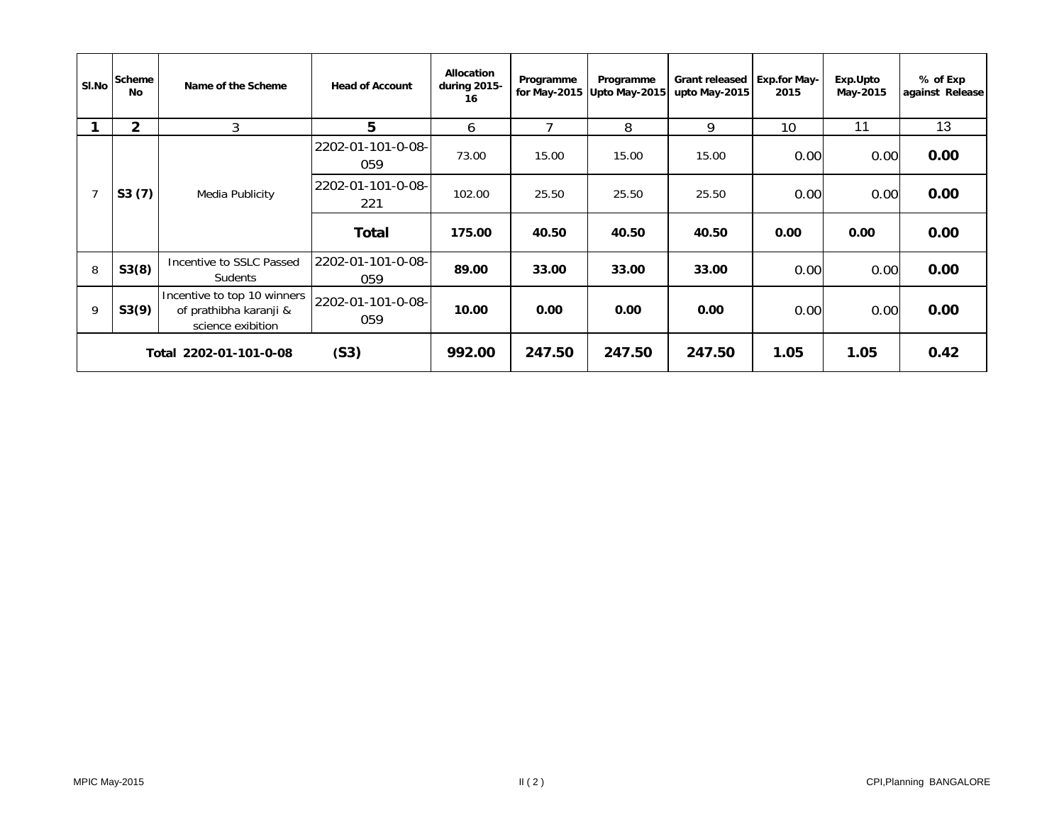| Sl.No | Scheme No | Name of the Scheme | Head of Account | Allocation during 2015-16 | Programme for May-2015 | Programme Upto May-2015 | Grant released upto May-2015 | Exp.for May-2015 | Exp.Upto May-2015 | % of Exp against Release |
|---|---|---|---|---|---|---|---|---|---|---|
| 1 | 2 | 3 | 5 | 6 | 7 | 8 | 9 | 10 | 11 | 13 |
| 7 | S3 (7) | Media Publicity | 2202-01-101-0-08-059 | 73.00 | 15.00 | 15.00 | 15.00 | 0.00 | 0.00 | **0.00** |
| | | | 2202-01-101-0-08-221 | 102.00 | 25.50 | 25.50 | 25.50 | 0.00 | 0.00 | **0.00** |
| | | | **Total** | **175.00** | **40.50** | **40.50** | **40.50** | **0.00** | **0.00** | **0.00** |
| 8 | **S3(8)** | Incentive to SSLC Passed Sudents | 2202-01-101-0-08-059 | **89.00** | **33.00** | **33.00** | **33.00** | 0.00 | 0.00 | **0.00** |
| 9 | **S3(9)** | Incentive to top 10 winners of prathibha karanji & science exibition | 2202-01-101-0-08-059 | **10.00** | **0.00** | **0.00** | **0.00** | 0.00 | 0.00 | **0.00** |
| **Total 2202-01-101-0-08** | | | **(S3)** | **992.00** | **247.50** | **247.50** | **247.50** | **1.05** | **1.05** | **0.42** |